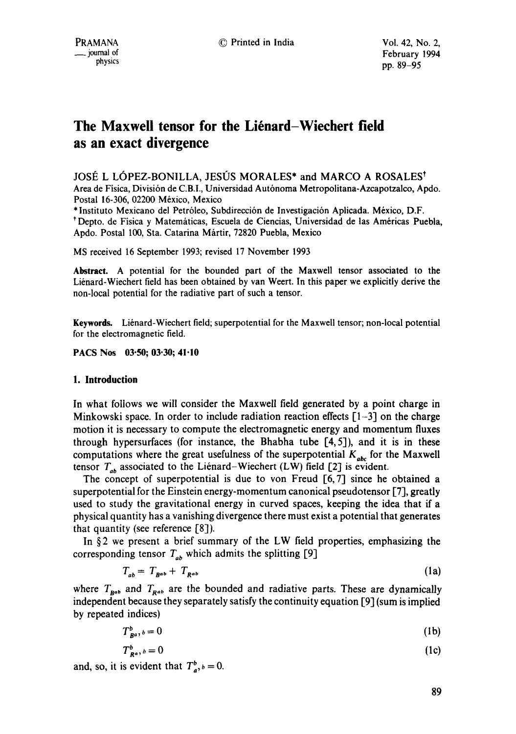# The Maxwell tensor for the Liénard–Wiechert field as an exact divergence

JOSÉ L LÓPEZ-BONILLA, JESÚS MORALES* and MARCO A ROSALES[†]

Area de Física, División de C.B.I., Universidad Autónoma Metropolitana-Azcapotzalco, Apdo. Postal 16-306, 02200 México, Mexico

*Instituto Mexicano del Petróleo, Subdirección de Investigación Aplicada. México, D.F.

[†]Depto. de Física y Matemáticas, Escuela de Ciencias, Universidad de las Américas Puebla, Apdo. Postal 100, Sta. Catarina Mártir, 72820 Puebla, Mexico

MS received 16 September 1993; revised 17 November 1993

**Abstract.** A potential for the bounded part of the Maxwell tensor associated to the Liénard-Wiechert field has been obtained by van Weert. In this paper we explicitly derive the non-local potential for the radiative part of such a tensor.

**Keywords.** Liénard-Wiechert field; superpotential for the Maxwell tensor; non-local potential for the electromagnetic field.

**PACS Nos** 03·50; 03·30; 41·10

## 1. Introduction

In what follows we will consider the Maxwell field generated by a point charge in Minkowski space. In order to include radiation reaction effects [1–3] on the charge motion it is necessary to compute the electromagnetic energy and momentum fluxes through hypersurfaces (for instance, the Bhabha tube [4, 5]), and it is in these computations where the great usefulness of the superpotential $K_{abc}$ for the Maxwell tensor $T_{ab}$ associated to the Liénard–Wiechert (LW) field [2] is evident.

The concept of superpotential is due to von Freud [6, 7] since he obtained a superpotential for the Einstein energy-momentum canonical pseudotensor [7], greatly used to study the gravitational energy in curved spaces, keeping the idea that if a physical quantity has a vanishing divergence there must exist a potential that generates that quantity (see reference [8]).

In §2 we present a brief summary of the LW field properties, emphasizing the corresponding tensor $T_{ab}$ which admits the splitting [9]

$$T_{ab} = T_{Bab} + T_{Rab} \tag{1a}$$

where $T_{Bab}$ and $T_{Rab}$ are the bounded and radiative parts. These are dynamically independent because they separately satisfy the continuity equation [9] (sum is implied by repeated indices)

$$T^{b}_{Ba},{}_{b} = 0 \tag{1b}$$

$$T^{b}_{Ra},{}_{b} = 0 \tag{1c}$$

and, so, it is evident that $T^{b}_{a},{}_{b} = 0$.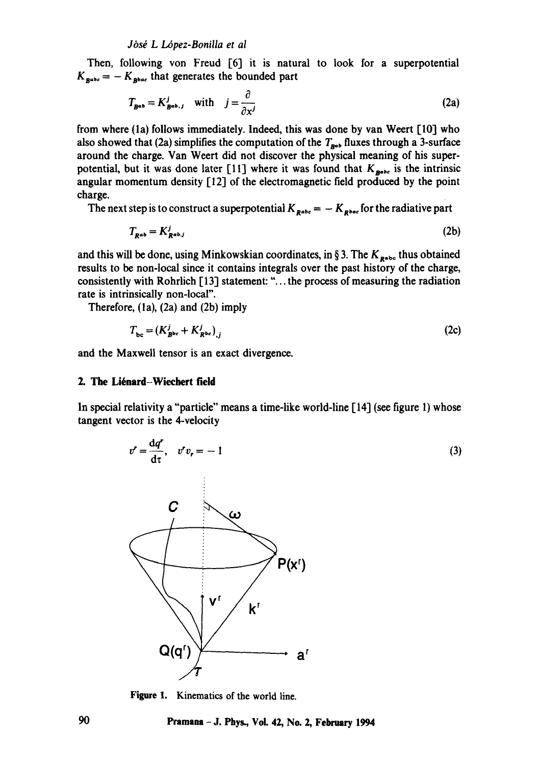Then, following von Freud [6] it is natural to look for a superpotential $K_{Babc} = -K_{Bbac}$ that generates the bounded part

$$T_{Bab} = K^{j}_{Bab,j} \quad \text{with} \quad j = \frac{\partial}{\partial x^{j}} \tag{2a}$$

from where (1a) follows immediately. Indeed, this was done by van Weert [10] who also showed that (2a) simplifies the computation of the $T_{Bab}$ fluxes through a 3-surface around the charge. Van Weert did not discover the physical meaning of his superpotential, but it was done later [11] where it was found that $K_{Babc}$ is the intrinsic angular momentum density [12] of the electromagnetic field produced by the point charge.

The next step is to construct a superpotential $K_{Rabc} = -K_{Rbac}$ for the radiative part

$$T_{Rab} = K^{j}_{Rab,j} \tag{2b}$$

and this will be done, using Minkowskian coordinates, in § 3. The $K_{Rabc}$ thus obtained results to be non-local since it contains integrals over the past history of the charge, consistently with Rohrlich [13] statement: "... the process of measuring the radiation rate is intrinsically non-local".

Therefore, (1a), (2a) and (2b) imply

$$T_{bc} = (K^{j}_{Bbc} + K^{j}_{Rbc})_{,j} \tag{2c}$$

and the Maxwell tensor is an exact divergence.

## 2. The Liénard–Wiechert field

In special relativity a "particle" means a time-like world-line [14] (see figure 1) whose tangent vector is the 4-velocity

$$v^{r} = \frac{\mathrm{d}q^{r}}{\mathrm{d}\tau}, \quad v^{r}v_{r} = -1 \tag{3}$$

Figure 1. Kinematics of the world line.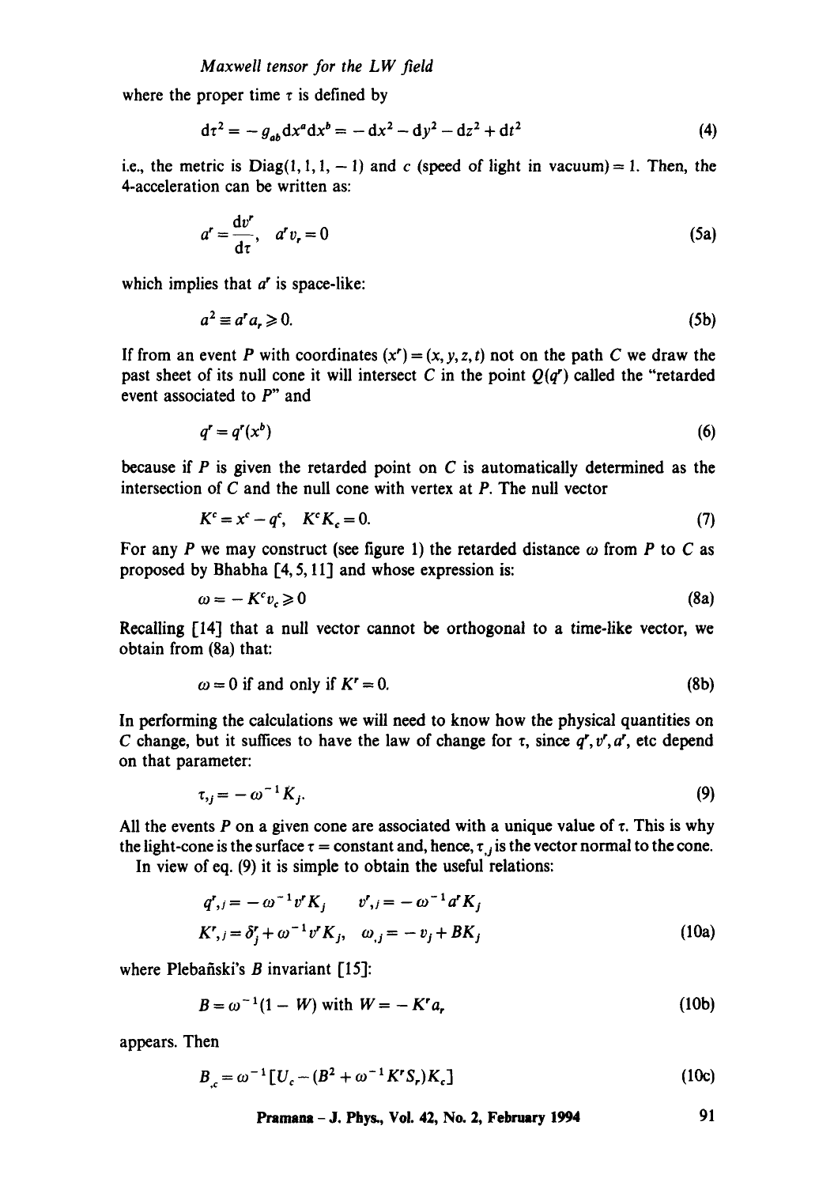where the proper time $\tau$ is defined by

$$\mathrm{d}\tau^2 = -g_{ab}\mathrm{d}x^a\mathrm{d}x^b = -\mathrm{d}x^2 - \mathrm{d}y^2 - \mathrm{d}z^2 + \mathrm{d}t^2 \tag{4}$$

i.e., the metric is Diag$(1, 1, 1, -1)$ and $c$ (speed of light in vacuum) $= 1$. Then, the 4-acceleration can be written as:

$$a^r = \frac{\mathrm{d}v^r}{\mathrm{d}\tau}, \quad a^r v_r = 0 \tag{5a}$$

which implies that $a^r$ is space-like:

$$a^2 \equiv a^r a_r \geqslant 0. \tag{5b}$$

If from an event $P$ with coordinates $(x^r) = (x, y, z, t)$ not on the path $C$ we draw the past sheet of its null cone it will intersect $C$ in the point $Q(q^r)$ called the "retarded event associated to $P$" and

$$q^r = q^r(x^b) \tag{6}$$

because if $P$ is given the retarded point on $C$ is automatically determined as the intersection of $C$ and the null cone with vertex at $P$. The null vector

$$K^c = x^c - q^c, \quad K^c K_c = 0. \tag{7}$$

For any $P$ we may construct (see figure 1) the retarded distance $\omega$ from $P$ to $C$ as proposed by Bhabha [4, 5, 11] and whose expression is:

$$\omega = -K^c v_c \geqslant 0 \tag{8a}$$

Recalling [14] that a null vector cannot be orthogonal to a time-like vector, we obtain from (8a) that:

$$\omega = 0 \text{ if and only if } K^r = 0. \tag{8b}$$

In performing the calculations we will need to know how the physical quantities on $C$ change, but it suffices to have the law of change for $\tau$, since $q^r, v^r, a^r$, etc depend on that parameter:

$$\tau_{,j} = -\omega^{-1} K_j. \tag{9}$$

All the events $P$ on a given cone are associated with a unique value of $\tau$. This is why the light-cone is the surface $\tau$ = constant and, hence, $\tau_{,j}$ is the vector normal to the cone.

In view of eq. (9) it is simple to obtain the useful relations:

$$\begin{aligned} q^r{}_{,j} &= -\omega^{-1} v^r K_j \qquad v^r{}_{,j} = -\omega^{-1} a^r K_j \\ K^r{}_{,j} &= \delta^r_j + \omega^{-1} v^r K_j, \quad \omega_{,j} = -v_j + BK_j \end{aligned} \tag{10a}$$

where Plebański's $B$ invariant [15]:

$$B = \omega^{-1}(1 - W) \text{ with } W = -K^r a_r \tag{10b}$$

appears. Then

$$B_{,c} = \omega^{-1}[U_c - (B^2 + \omega^{-1} K^r S_r) K_c] \tag{10c}$$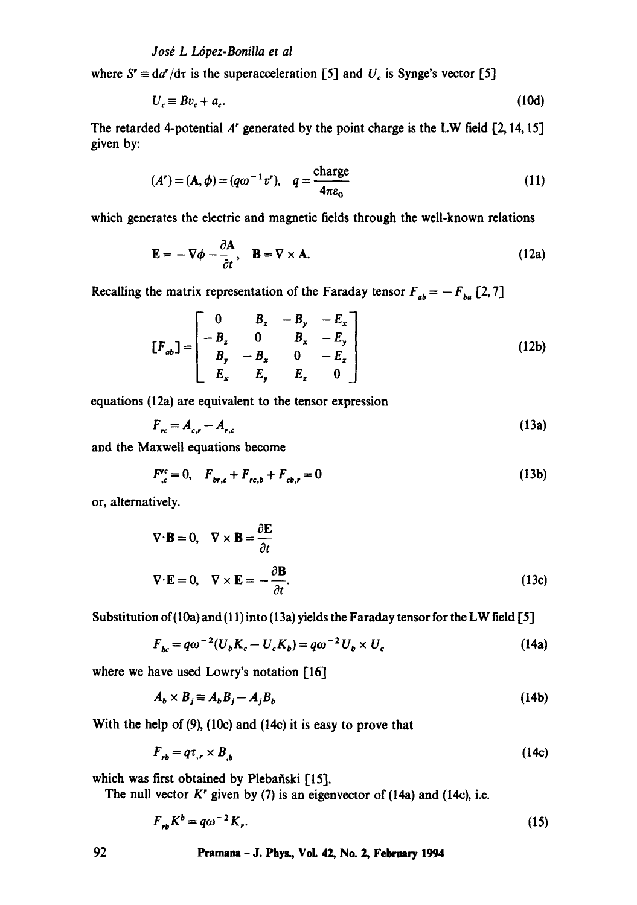where $S^r \equiv da^r/d\tau$ is the superacceleration [5] and $U_c$ is Synge's vector [5]

$$U_c \equiv Bv_c + a_c. \tag{10d}$$

The retarded 4-potential $A^r$ generated by the point charge is the LW field [2, 14, 15] given by:

$$(A^r) = (\mathbf{A}, \phi) = (q\omega^{-1}v^r), \quad q = \frac{\text{charge}}{4\pi\varepsilon_0} \tag{11}$$

which generates the electric and magnetic fields through the well-known relations

$$\mathbf{E} = -\nabla\phi - \frac{\partial \mathbf{A}}{\partial t}, \quad \mathbf{B} = \nabla \times \mathbf{A}. \tag{12a}$$

Recalling the matrix representation of the Faraday tensor $F_{ab} = -F_{ba}$ [2, 7]

$$[F_{ab}] = \begin{bmatrix} 0 & B_z & -B_y & -E_x \\ -B_z & 0 & B_x & -E_y \\ B_y & -B_x & 0 & -E_z \\ E_x & E_y & E_z & 0 \end{bmatrix} \tag{12b}$$

equations (12a) are equivalent to the tensor expression

$$F_{rc} = A_{c,r} - A_{r,c} \tag{13a}$$

and the Maxwell equations become

$$F^{rc}_{\ \ ,c} = 0, \quad F_{br,c} + F_{rc,b} + F_{cb,r} = 0 \tag{13b}$$

or, alternatively.

$$\begin{aligned} \nabla\cdot\mathbf{B} = 0, &\quad \nabla \times \mathbf{B} = \frac{\partial \mathbf{E}}{\partial t} \\ \nabla\cdot\mathbf{E} = 0, &\quad \nabla \times \mathbf{E} = -\frac{\partial \mathbf{B}}{\partial t}. \end{aligned} \tag{13c}$$

Substitution of (10a) and (11) into (13a) yields the Faraday tensor for the LW field [5]

$$F_{bc} = q\omega^{-2}(U_b K_c - U_c K_b) = q\omega^{-2} U_b \times U_c \tag{14a}$$

where we have used Lowry's notation [16]

$$A_b \times B_j \equiv A_b B_j - A_j B_b \tag{14b}$$

With the help of (9), (10c) and (14c) it is easy to prove that

$$F_{rb} = q\tau_{,r} \times B_{,b} \tag{14c}$$

which was first obtained by Plebański [15].

The null vector $K^r$ given by (7) is an eigenvector of (14a) and (14c), i.e.

$$F_{rb}K^b = q\omega^{-2}K_r. \tag{15}$$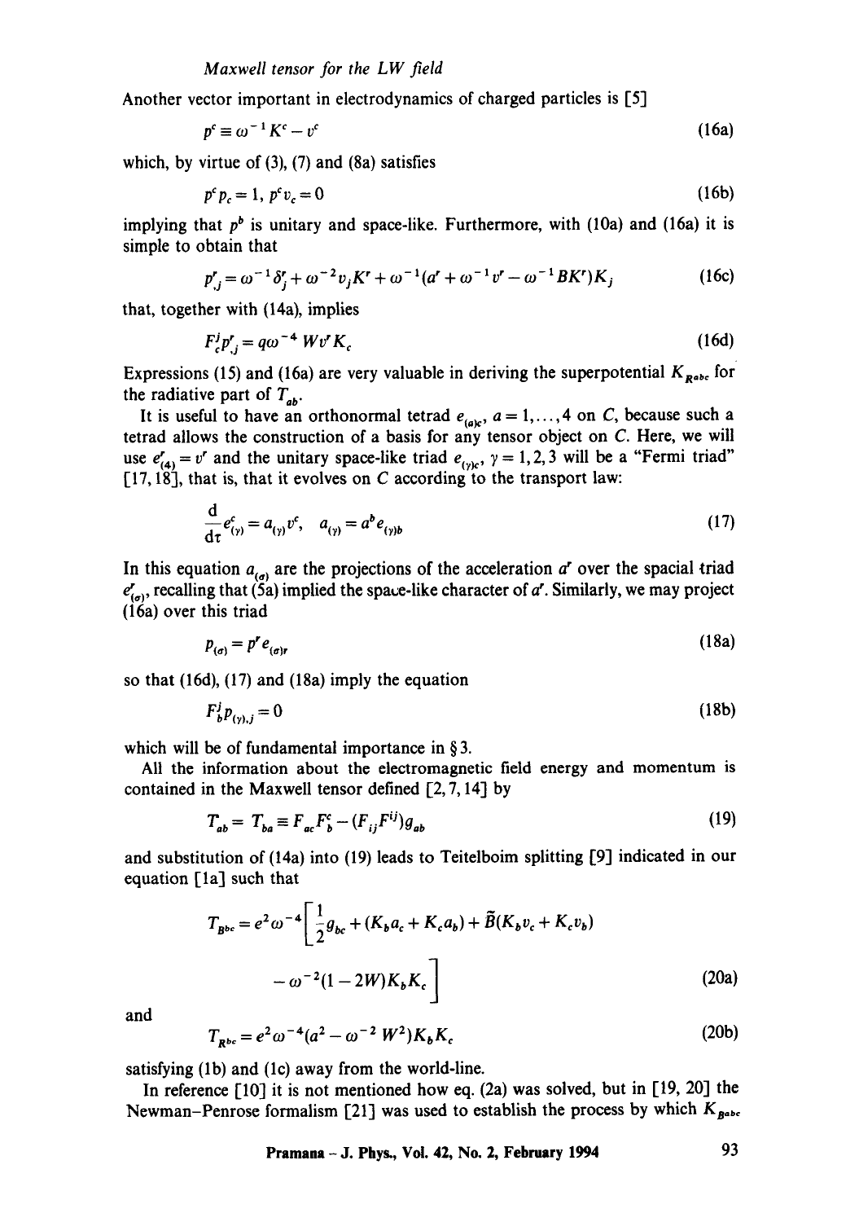Another vector important in electrodynamics of charged particles is [5]

$$p^c \equiv \omega^{-1} K^c - v^c \tag{16a}$$

which, by virtue of (3), (7) and (8a) satisfies

$$p^c p_c = 1, \; p^c v_c = 0 \tag{16b}$$

implying that $p^b$ is unitary and space-like. Furthermore, with (10a) and (16a) it is simple to obtain that

$$p^r_{,j} = \omega^{-1} \delta^r_j + \omega^{-2} v_j K^r + \omega^{-1}(a^r + \omega^{-1} v^r - \omega^{-1} B K^r) K_j \tag{16c}$$

that, together with (14a), implies

$$F^j_c p^r_{,j} = q\omega^{-4} W v^r K_c \tag{16d}$$

Expressions (15) and (16a) are very valuable in deriving the superpotential $K_{Rabc}$ for the radiative part of $T_{ab}$.

It is useful to have an orthonormal tetrad $e_{(a)c}$, $a = 1, \ldots, 4$ on $C$, because such a tetrad allows the construction of a basis for any tensor object on $C$. Here, we will use $e^r_{(4)} = v^r$ and the unitary space-like triad $e_{(\gamma)c}$, $\gamma = 1, 2, 3$ will be a "Fermi triad" [17, 18], that is, that it evolves on $C$ according to the transport law:

$$\frac{\mathrm{d}}{\mathrm{d}\tau} e^c_{(\gamma)} = a_{(\gamma)} v^c, \quad a_{(\gamma)} = a^b e_{(\gamma)b} \tag{17}$$

In this equation $a_{(\sigma)}$ are the projections of the acceleration $a^r$ over the spacial triad $e^r_{(\sigma)}$, recalling that (5a) implied the space-like character of $a^r$. Similarly, we may project (16a) over this triad

$$p_{(\sigma)} = p^r e_{(\sigma)r} \tag{18a}$$

so that (16d), (17) and (18a) imply the equation

$$F^j_b p_{(\gamma),j} = 0 \tag{18b}$$

which will be of fundamental importance in § 3.

All the information about the electromagnetic field energy and momentum is contained in the Maxwell tensor defined [2, 7, 14] by

$$T_{ab} = T_{ba} \equiv F_{ac} F^c_{\ b} - (F_{ij} F^{ij}) g_{ab} \tag{19}$$

and substitution of (14a) into (19) leads to Teitelboim splitting [9] indicated in our equation [1a] such that

$$T_{Bbc} = e^2 \omega^{-4} \left[ \frac{1}{2} g_{bc} + (K_b a_c + K_c a_b) + \tilde{B}(K_b v_c + K_c v_b) - \omega^{-2}(1 - 2W) K_b K_c \right] \tag{20a}$$

and

$$T_{Rbc} = e^2 \omega^{-4} (a^2 - \omega^{-2} W^2) K_b K_c \tag{20b}$$

satisfying (1b) and (1c) away from the world-line.

In reference [10] it is not mentioned how eq. (2a) was solved, but in [19, 20] the Newman–Penrose formalism [21] was used to establish the process by which $K_{Babc}$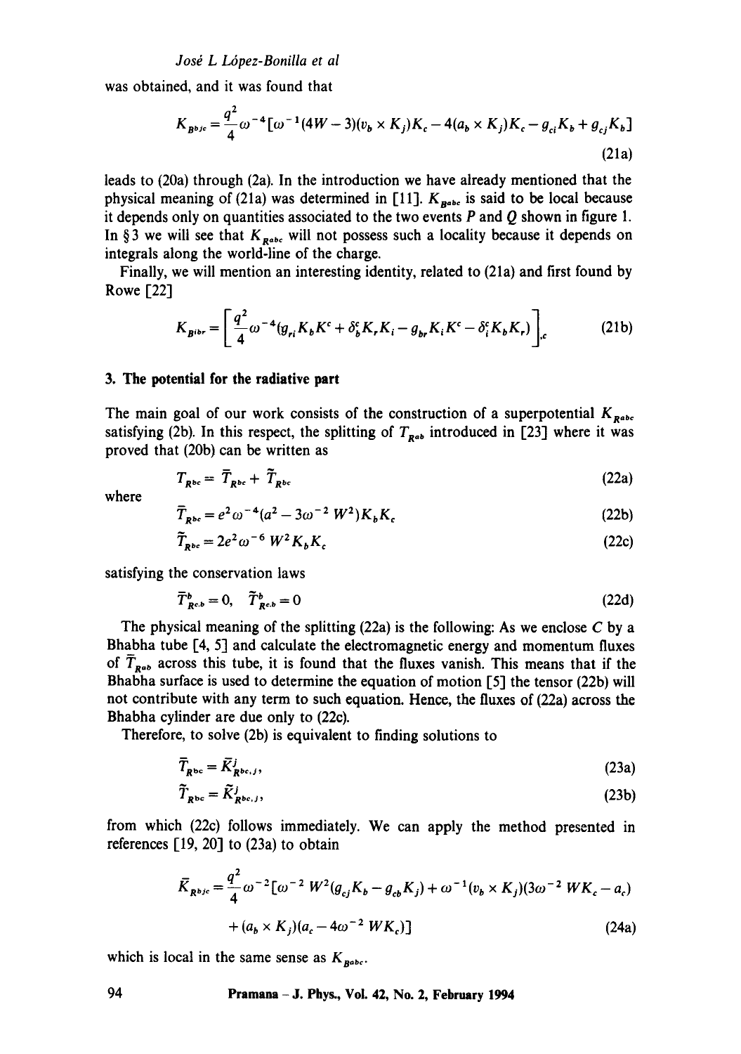was obtained, and it was found that

$$K_{B^{bjc}} = \frac{q^2}{4}\omega^{-4}[\omega^{-1}(4W-3)(v_b \times K_j)K_c - 4(a_b \times K_j)K_c - g_{ci}K_b + g_{cj}K_b] \tag{21a}$$

leads to (20a) through (2a). In the introduction we have already mentioned that the physical meaning of (21a) was determined in [11]. $K_{B^{abc}}$ is said to be local because it depends only on quantities associated to the two events $P$ and $Q$ shown in figure 1. In § 3 we will see that $K_{R^{abc}}$ will not possess such a locality because it depends on integrals along the world-line of the charge.

Finally, we will mention an interesting identity, related to (21a) and first found by Rowe [22]

$$K_{B^{ibr}} = \left[\frac{q^2}{4}\omega^{-4}(g_{ri}K_bK^c + \delta^c_b K_r K_i - g_{br}K_iK^c - \delta^c_i K_b K_r)\right]_{,c} \tag{21b}$$

## 3. The potential for the radiative part

The main goal of our work consists of the construction of a superpotential $K_{R^{abc}}$ satisfying (2b). In this respect, the splitting of $T_{R^{ab}}$ introduced in [23] where it was proved that (20b) can be written as

$$T_{R^{bc}} = \bar{T}_{R^{bc}} + \tilde{T}_{R^{bc}} \tag{22a}$$

where

$$\bar{T}_{R^{bc}} = e^2\omega^{-4}(a^2 - 3\omega^{-2}W^2)K_bK_c \tag{22b}$$

$$\tilde{T}_{R^{bc}} = 2e^2\omega^{-6}W^2K_bK_c \tag{22c}$$

satisfying the conservation laws

$$\bar{T}^b_{R^{c.b}} = 0, \quad \tilde{T}^b_{R^{c.b}} = 0 \tag{22d}$$

The physical meaning of the splitting (22a) is the following: As we enclose $C$ by a Bhabha tube [4, 5] and calculate the electromagnetic energy and momentum fluxes of $\bar{T}_{R^{ab}}$ across this tube, it is found that the fluxes vanish. This means that if the Bhabha surface is used to determine the equation of motion [5] the tensor (22b) will not contribute with any term to such equation. Hence, the fluxes of (22a) across the Bhabha cylinder are due only to (22c).

Therefore, to solve (2b) is equivalent to finding solutions to

$$\bar{T}_{R^{bc}} = \bar{K}^j_{R^{bc},j}, \tag{23a}$$

$$\tilde{T}_{R^{bc}} = \tilde{K}^j_{R^{bc},j}, \tag{23b}$$

from which (22c) follows immediately. We can apply the method presented in references [19, 20] to (23a) to obtain

$$\bar{K}_{R^{bjc}} = \frac{q^2}{4}\omega^{-2}[\omega^{-2}W^2(g_{cj}K_b - g_{cb}K_j) + \omega^{-1}(v_b \times K_j)(3\omega^{-2}WK_c - a_c) + (a_b \times K_j)(a_c - 4\omega^{-2}WK_c)] \tag{24a}$$

which is local in the same sense as $K_{B^{abc}}$.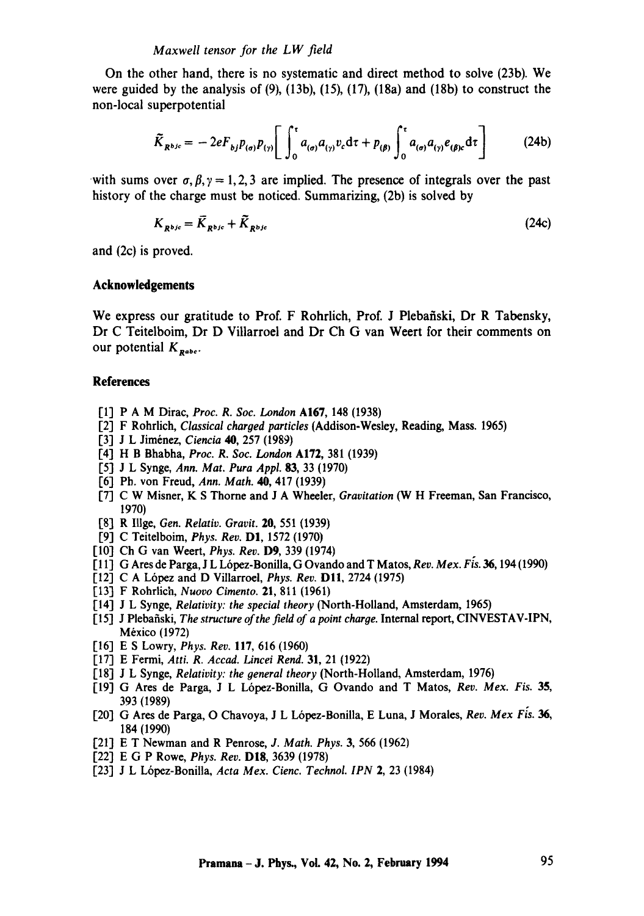On the other hand, there is no systematic and direct method to solve (23b). We were guided by the analysis of (9), (13b), (15), (17), (18a) and (18b) to construct the non-local superpotential

$$\tilde{K}_{Rbjc} = -2eF_{bj}p_{(\sigma)}p_{(\gamma)}\left[\int_0^\tau a_{(\sigma)}a_{(\gamma)}v_c\,\mathrm{d}\tau + p_{(\beta)}\int_0^\tau a_{(\sigma)}a_{(\gamma)}e_{(\beta)c}\,\mathrm{d}\tau\right] \tag{24b}$$

with sums over $\sigma, \beta, \gamma = 1, 2, 3$ are implied. The presence of integrals over the past history of the charge must be noticed. Summarizing, (2b) is solved by

$$K_{Rbjc} = \bar{K}_{Rbjc} + \tilde{K}_{Rbjc} \tag{24c}$$

and (2c) is proved.

## Acknowledgements

We express our gratitude to Prof. F Rohrlich, Prof. J Plebañski, Dr R Tabensky, Dr C Teitelboim, Dr D Villarroel and Dr Ch G van Weert for their comments on our potential $K_{Rabc}$.

## References

[1] P A M Dirac, *Proc. R. Soc. London* **A167**, 148 (1938)
[2] F Rohrlich, *Classical charged particles* (Addison-Wesley, Reading, Mass. 1965)
[3] J L Jiménez, *Ciencia* **40**, 257 (1989)
[4] H B Bhabha, *Proc. R. Soc. London* **A172**, 381 (1939)
[5] J L Synge, *Ann. Mat. Pura Appl.* **83**, 33 (1970)
[6] Ph. von Freud, *Ann. Math.* **40**, 417 (1939)
[7] C W Misner, K S Thorne and J A Wheeler, *Gravitation* (W H Freeman, San Francisco, 1970)
[8] R Illge, *Gen. Relativ. Gravit.* **20**, 551 (1939)
[9] C Teitelboim, *Phys. Rev.* **D1**, 1572 (1970)
[10] Ch G van Weert, *Phys. Rev.* **D9**, 339 (1974)
[11] G Ares de Parga, J L López-Bonilla, G Ovando and T Matos, *Rev. Mex. Fís.* **36**, 194 (1990)
[12] C A López and D Villarroel, *Phys. Rev.* **D11**, 2724 (1975)
[13] F Rohrlich, *Nuovo Cimento.* **21**, 811 (1961)
[14] J L Synge, *Relativity: the special theory* (North-Holland, Amsterdam, 1965)
[15] J Plebañski, *The structure of the field of a point charge.* Internal report, CINVESTAV-IPN, México (1972)
[16] E S Lowry, *Phys. Rev.* **117**, 616 (1960)
[17] E Fermi, *Atti. R. Accad. Lincei Rend.* **31**, 21 (1922)
[18] J L Synge, *Relativity: the general theory* (North-Holland, Amsterdam, 1976)
[19] G Ares de Parga, J L López-Bonilla, G Ovando and T Matos, *Rev. Mex. Fis.* **35**, 393 (1989)
[20] G Ares de Parga, O Chavoya, J L López-Bonilla, E Luna, J Morales, *Rev. Mex Fís.* **36**, 184 (1990)
[21] E T Newman and R Penrose, *J. Math. Phys.* **3**, 566 (1962)
[22] E G P Rowe, *Phys. Rev.* **D18**, 3639 (1978)
[23] J L López-Bonilla, *Acta Mex. Cienc. Technol. IPN* **2**, 23 (1984)